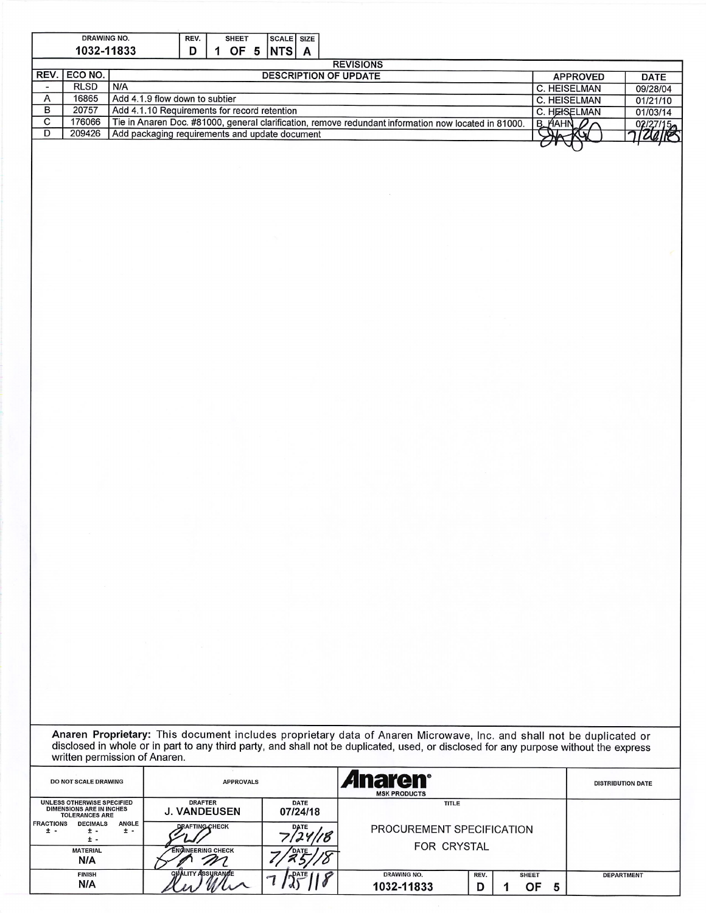| DRAWING NO. | REV. | SHEET | SCALE | SIZE |
|---|---|---|---|---|
| 1032-11833 | D | 1 OF 5 | NTS | A |

## REVISIONS

| REV. | ECO NO. | DESCRIPTION OF UPDATE | APPROVED | DATE |
|---|---|---|---|---|
| - | RLSD | N/A | C. HEISELMAN | 09/28/04 |
| A | 16865 | Add 4.1.9 flow down to subtier | C. HEISELMAN | 01/21/10 |
| B | 20757 | Add 4.1.10 Requirements for record retention | C. HEISELMAN | 01/03/14 |
| C | 176066 | Tie in Anaren Doc. #81000, general clarification, remove redundant information now located in 81000. | B. HAHN | 02/27/15 |
| D | 209426 | Add packaging requirements and update document | | 7/26/18 |

**Anaren Proprietary:** This document includes proprietary data of Anaren Microwave, Inc. and shall not be duplicated or disclosed in whole or in part to any third party, and shall not be duplicated, used, or disclosed for any purpose without the express written permission of Anaren.

| DO NOT SCALE DRAWING | APPROVALS | | Anaren® MSK PRODUCTS | | | DISTRIBUTION DATE |
|---|---|---|---|---|---|---|
| UNLESS OTHERWISE SPECIFIED DIMENSIONS ARE IN INCHES TOLERANCES ARE | DRAFTER: J. VANDEUSEN | DATE: 07/24/18 | TITLE | | | |
| FRACTIONS ± - DECIMALS ± - ± - ANGLE ± - | DRAFTING CHECK | DATE: 7/24/18 | PROCUREMENT SPECIFICATION FOR CRYSTAL | | | |
| MATERIAL: N/A | ENGINEERING CHECK | DATE: 7/25/18 | | | | |
| FINISH: N/A | QUALITY ASSURANCE | DATE: 7/25/18 | DRAWING NO.: 1032-11833 | REV.: D | SHEET: 1 OF 5 | DEPARTMENT |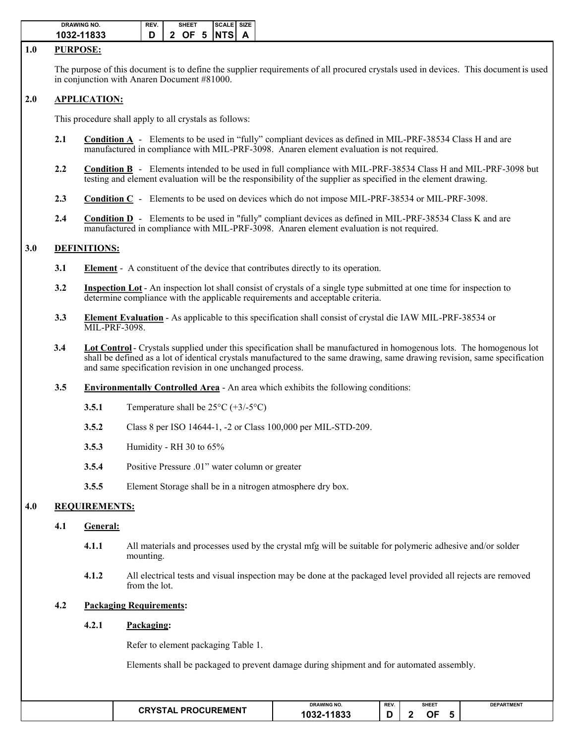## 1.0 PURPOSE:

The purpose of this document is to define the supplier requirements of all procured crystals used in devices. This document is used in conjunction with Anaren Document #81000.

## 2.0 APPLICATION:

This procedure shall apply to all crystals as follows:

**2.1** **Condition A** - Elements to be used in "fully" compliant devices as defined in MIL-PRF-38534 Class H and are manufactured in compliance with MIL-PRF-3098. Anaren element evaluation is not required.

**2.2** **Condition B** - Elements intended to be used in full compliance with MIL-PRF-38534 Class H and MIL-PRF-3098 but testing and element evaluation will be the responsibility of the supplier as specified in the element drawing.

**2.3** **Condition C** - Elements to be used on devices which do not impose MIL-PRF-38534 or MIL-PRF-3098.

**2.4** **Condition D** - Elements to be used in "fully" compliant devices as defined in MIL-PRF-38534 Class K and are manufactured in compliance with MIL-PRF-3098. Anaren element evaluation is not required.

## 3.0 DEFINITIONS:

**3.1** **Element** - A constituent of the device that contributes directly to its operation.

**3.2** **Inspection Lot** - An inspection lot shall consist of crystals of a single type submitted at one time for inspection to determine compliance with the applicable requirements and acceptable criteria.

**3.3** **Element Evaluation** - As applicable to this specification shall consist of crystal die IAW MIL-PRF-38534 or MIL-PRF-3098.

**3.4** **Lot Control** - Crystals supplied under this specification shall be manufactured in homogenous lots. The homogenous lot shall be defined as a lot of identical crystals manufactured to the same drawing, same drawing revision, same specification and same specification revision in one unchanged process.

**3.5** **Environmentally Controlled Area** - An area which exhibits the following conditions:

**3.5.1** Temperature shall be 25°C (+3/-5°C)

**3.5.2** Class 8 per ISO 14644-1, -2 or Class 100,000 per MIL-STD-209.

**3.5.3** Humidity - RH 30 to 65%

**3.5.4** Positive Pressure .01" water column or greater

**3.5.5** Element Storage shall be in a nitrogen atmosphere dry box.

## 4.0 REQUIREMENTS:

### 4.1 General:

**4.1.1** All materials and processes used by the crystal mfg will be suitable for polymeric adhesive and/or solder mounting.

**4.1.2** All electrical tests and visual inspection may be done at the packaged level provided all rejects are removed from the lot.

### 4.2 Packaging Requirements:

#### 4.2.1 Packaging:

Refer to element packaging Table 1.

Elements shall be packaged to prevent damage during shipment and for automated assembly.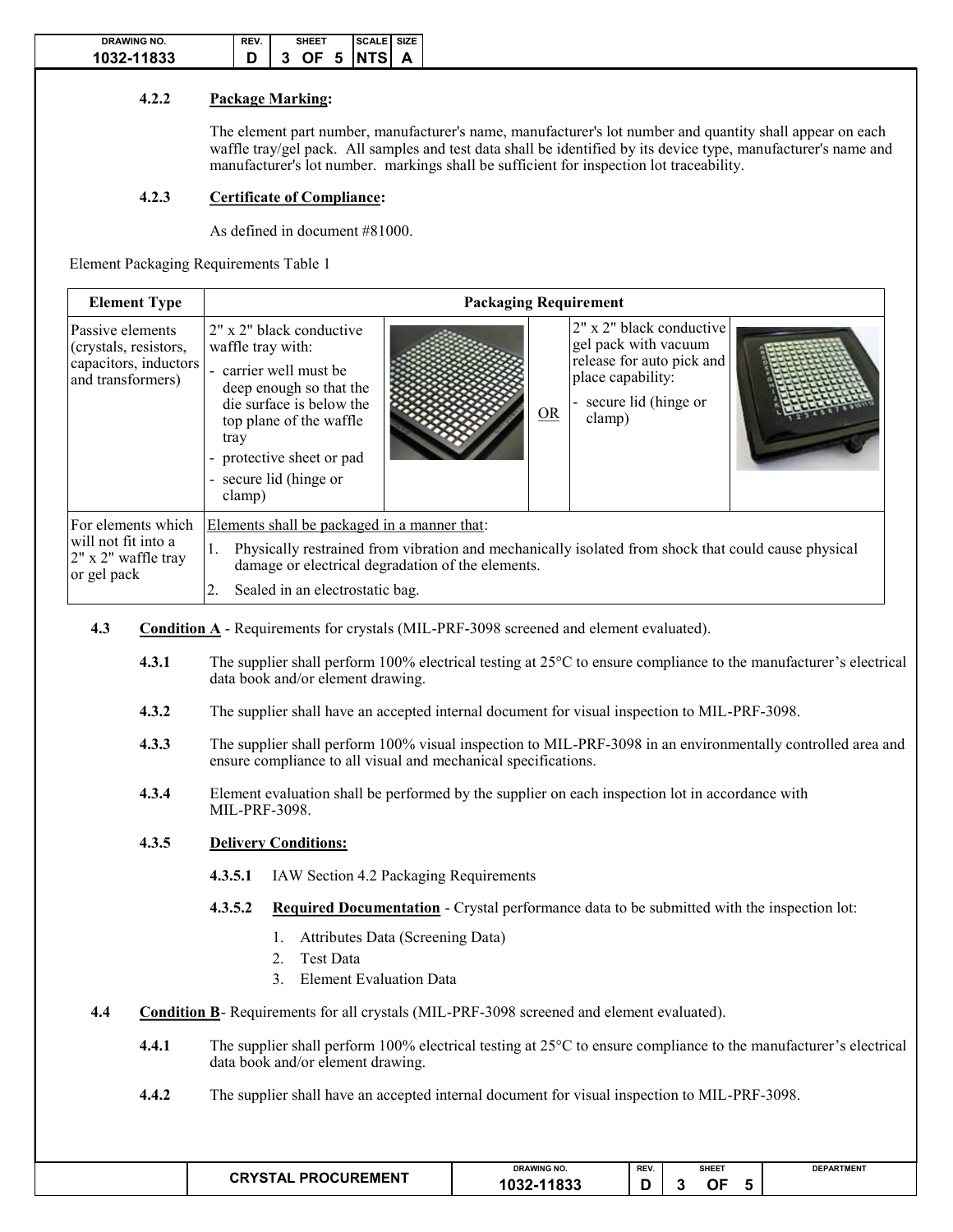#### 4.2.2 Package Marking:

The element part number, manufacturer's name, manufacturer's lot number and quantity shall appear on each waffle tray/gel pack. All samples and test data shall be identified by its device type, manufacturer's name and manufacturer's lot number. markings shall be sufficient for inspection lot traceability.

#### 4.2.3 Certificate of Compliance:

As defined in document #81000.

Element Packaging Requirements Table 1

| Element Type | Packaging Requirement | | | | |
|---|---|---|---|---|---|
| Passive elements (crystals, resistors, capacitors, inductors and transformers) | 2" x 2" black conductive waffle tray with:<br>- carrier well must be deep enough so that the die surface is below the top plane of the waffle tray<br>- protective sheet or pad<br>- secure lid (hinge or clamp) | | OR | 2" x 2" black conductive gel pack with vacuum release for auto pick and place capability:<br>- secure lid (hinge or clamp) | |
| For elements which will not fit into a 2" x 2" waffle tray or gel pack | Elements shall be packaged in a manner that:<br>1. Physically restrained from vibration and mechanically isolated from shock that could cause physical damage or electrical degradation of the elements.<br>2. Sealed in an electrostatic bag. | | | | |

### 4.3 Condition A - Requirements for crystals (MIL-PRF-3098 screened and element evaluated).

**4.3.1** The supplier shall perform 100% electrical testing at 25°C to ensure compliance to the manufacturer's electrical data book and/or element drawing.

**4.3.2** The supplier shall have an accepted internal document for visual inspection to MIL-PRF-3098.

**4.3.3** The supplier shall perform 100% visual inspection to MIL-PRF-3098 in an environmentally controlled area and ensure compliance to all visual and mechanical specifications.

**4.3.4** Element evaluation shall be performed by the supplier on each inspection lot in accordance with MIL-PRF-3098.

#### 4.3.5 Delivery Conditions:

**4.3.5.1** IAW Section 4.2 Packaging Requirements

**4.3.5.2** **Required Documentation** - Crystal performance data to be submitted with the inspection lot:

1. Attributes Data (Screening Data)
2. Test Data
3. Element Evaluation Data

### 4.4 Condition B- Requirements for all crystals (MIL-PRF-3098 screened and element evaluated).

**4.4.1** The supplier shall perform 100% electrical testing at 25°C to ensure compliance to the manufacturer's electrical data book and/or element drawing.

**4.4.2** The supplier shall have an accepted internal document for visual inspection to MIL-PRF-3098.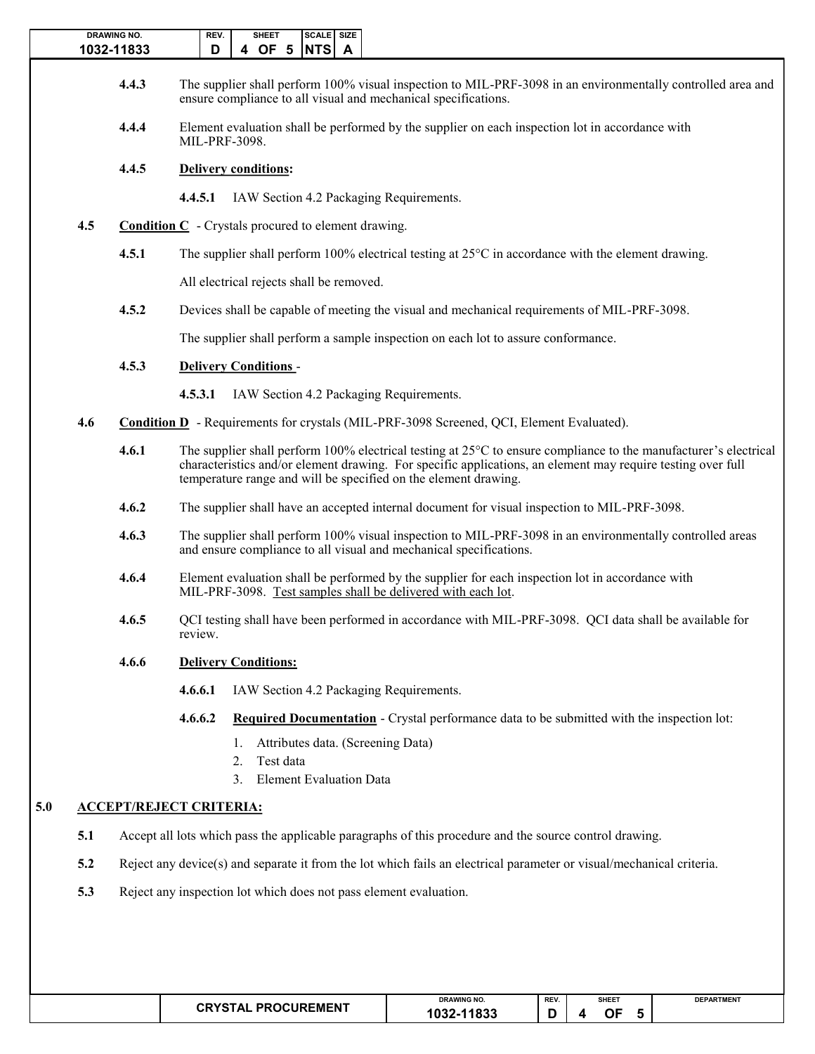**4.4.3** The supplier shall perform 100% visual inspection to MIL-PRF-3098 in an environmentally controlled area and ensure compliance to all visual and mechanical specifications.

**4.4.4** Element evaluation shall be performed by the supplier on each inspection lot in accordance with MIL-PRF-3098.

**4.4.5** **<u>Delivery conditions</u>:**

**4.4.5.1** IAW Section 4.2 Packaging Requirements.

**4.5** **<u>Condition C</u>** - Crystals procured to element drawing.

**4.5.1** The supplier shall perform 100% electrical testing at 25°C in accordance with the element drawing.

All electrical rejects shall be removed.

**4.5.2** Devices shall be capable of meeting the visual and mechanical requirements of MIL-PRF-3098.

The supplier shall perform a sample inspection on each lot to assure conformance.

**4.5.3** **<u>Delivery Conditions</u>** -

**4.5.3.1** IAW Section 4.2 Packaging Requirements.

**4.6** **<u>Condition D</u>** - Requirements for crystals (MIL-PRF-3098 Screened, QCI, Element Evaluated).

**4.6.1** The supplier shall perform 100% electrical testing at 25°C to ensure compliance to the manufacturer's electrical characteristics and/or element drawing. For specific applications, an element may require testing over full temperature range and will be specified on the element drawing.

**4.6.2** The supplier shall have an accepted internal document for visual inspection to MIL-PRF-3098.

**4.6.3** The supplier shall perform 100% visual inspection to MIL-PRF-3098 in an environmentally controlled areas and ensure compliance to all visual and mechanical specifications.

**4.6.4** Element evaluation shall be performed by the supplier for each inspection lot in accordance with MIL-PRF-3098. <u>Test samples shall be delivered with each lot</u>.

**4.6.5** QCI testing shall have been performed in accordance with MIL-PRF-3098. QCI data shall be available for review.

**4.6.6** **<u>Delivery Conditions:</u>**

**4.6.6.1** IAW Section 4.2 Packaging Requirements.

**4.6.6.2** **<u>Required Documentation</u>** - Crystal performance data to be submitted with the inspection lot:

1. Attributes data. (Screening Data)
2. Test data
3. Element Evaluation Data

## 5.0 <u>ACCEPT/REJECT CRITERIA:</u>

**5.1** Accept all lots which pass the applicable paragraphs of this procedure and the source control drawing.

**5.2** Reject any device(s) and separate it from the lot which fails an electrical parameter or visual/mechanical criteria.

**5.3** Reject any inspection lot which does not pass element evaluation.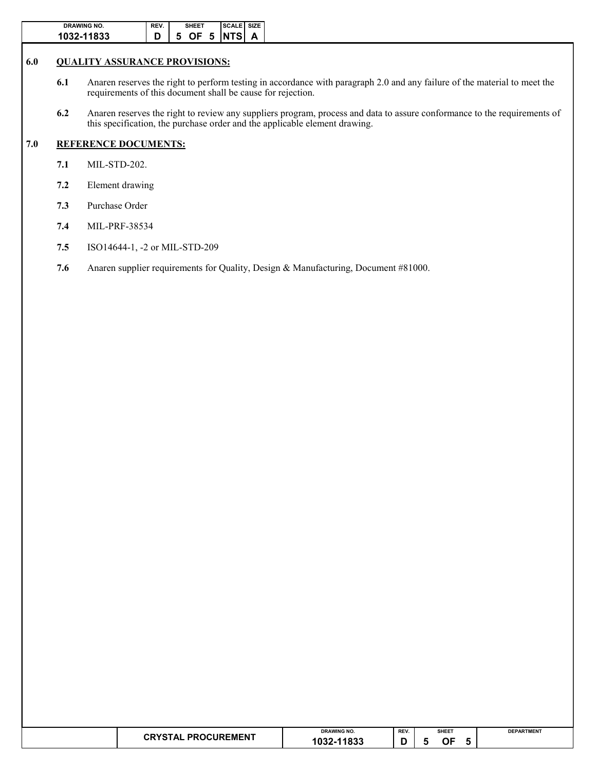## 6.0 QUALITY ASSURANCE PROVISIONS:

**6.1** Anaren reserves the right to perform testing in accordance with paragraph 2.0 and any failure of the material to meet the requirements of this document shall be cause for rejection.

**6.2** Anaren reserves the right to review any suppliers program, process and data to assure conformance to the requirements of this specification, the purchase order and the applicable element drawing.

## 7.0 REFERENCE DOCUMENTS:

**7.1** MIL-STD-202.

**7.2** Element drawing

**7.3** Purchase Order

**7.4** MIL-PRF-38534

**7.5** ISO14644-1, -2 or MIL-STD-209

**7.6** Anaren supplier requirements for Quality, Design & Manufacturing, Document #81000.